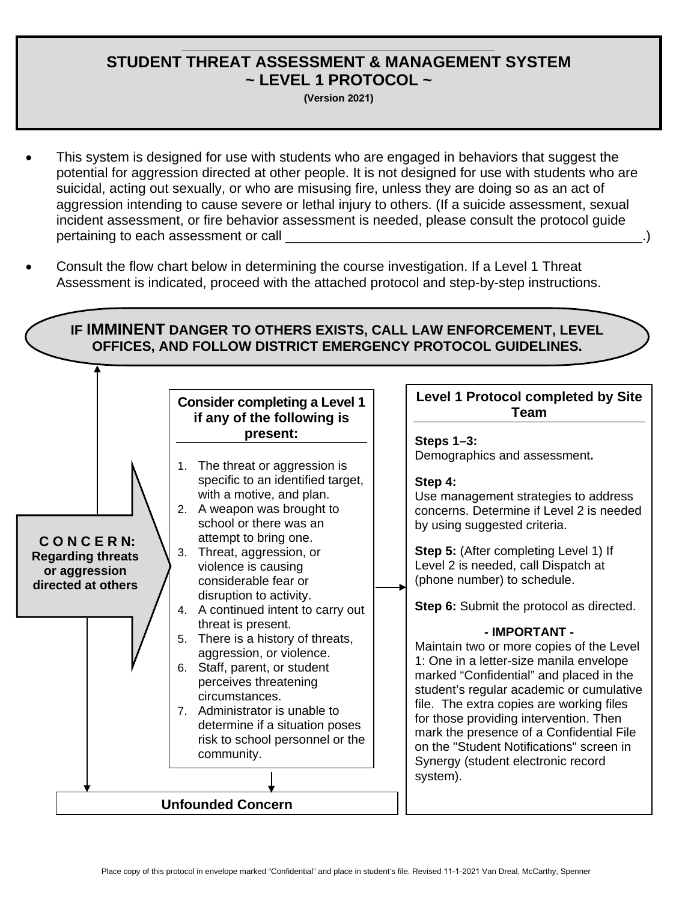# STUDENT THREAT ASSESSMENT & MANAGEMENT SYSTEM
## ~ LEVEL 1 PROTOCOL ~
**(Version 2021)**

- This system is designed for use with students who are engaged in behaviors that suggest the potential for aggression directed at other people. It is not designed for use with students who are suicidal, acting out sexually, or who are misusing fire, unless they are doing so as an act of aggression intending to cause severe or lethal injury to others. (If a suicide assessment, sexual incident assessment, or fire behavior assessment is needed, please consult the protocol guide pertaining to each assessment or call ________________________________________________.)
- Consult the flow chart below in determining the course investigation. If a Level 1 Threat Assessment is indicated, proceed with the attached protocol and step-by-step instructions.

**IF IMMINENT DANGER TO OTHERS EXISTS, CALL LAW ENFORCEMENT, LEVEL OFFICES, AND FOLLOW DISTRICT EMERGENCY PROTOCOL GUIDELINES.**

**C O N C E R N: Regarding threats or aggression directed at others**

**Consider completing a Level 1 if any of the following is present:**

1. The threat or aggression is specific to an identified target, with a motive, and plan.
2. A weapon was brought to school or there was an attempt to bring one.
3. Threat, aggression, or violence is causing considerable fear or disruption to activity.
4. A continued intent to carry out threat is present.
5. There is a history of threats, aggression, or violence.
6. Staff, parent, or student perceives threatening circumstances.
7. Administrator is unable to determine if a situation poses risk to school personnel or the community.

**Unfounded Concern**

**Level 1 Protocol completed by Site Team**

**Steps 1–3:**
Demographics and assessment**.**

**Step 4:**
Use management strategies to address concerns. Determine if Level 2 is needed by using suggested criteria.

**Step 5:** (After completing Level 1) If Level 2 is needed, call Dispatch at (phone number) to schedule.

**Step 6:** Submit the protocol as directed.

**- IMPORTANT -**
Maintain two or more copies of the Level 1: One in a letter-size manila envelope marked "Confidential" and placed in the student's regular academic or cumulative file. The extra copies are working files for those providing intervention. Then mark the presence of a Confidential File on the "Student Notifications" screen in Synergy (student electronic record system).

Place copy of this protocol in envelope marked "Confidential" and place in student's file. Revised 11-1-2021 Van Dreal, McCarthy, Spenner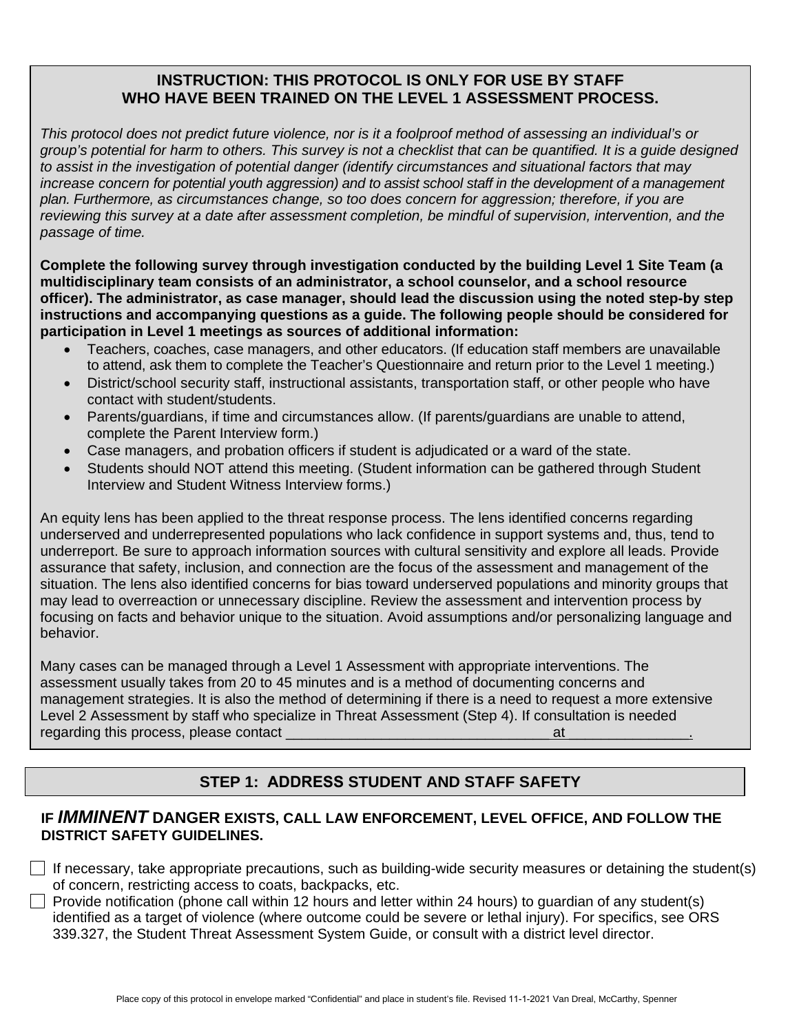**INSTRUCTION: THIS PROTOCOL IS ONLY FOR USE BY STAFF WHO HAVE BEEN TRAINED ON THE LEVEL 1 ASSESSMENT PROCESS.**

*This protocol does not predict future violence, nor is it a foolproof method of assessing an individual's or group's potential for harm to others. This survey is not a checklist that can be quantified. It is a guide designed to assist in the investigation of potential danger (identify circumstances and situational factors that may increase concern for potential youth aggression) and to assist school staff in the development of a management plan. Furthermore, as circumstances change, so too does concern for aggression; therefore, if you are reviewing this survey at a date after assessment completion, be mindful of supervision, intervention, and the passage of time.*

**Complete the following survey through investigation conducted by the building Level 1 Site Team (a multidisciplinary team consists of an administrator, a school counselor, and a school resource officer). The administrator, as case manager, should lead the discussion using the noted step-by step instructions and accompanying questions as a guide. The following people should be considered for participation in Level 1 meetings as sources of additional information:**

- Teachers, coaches, case managers, and other educators. (If education staff members are unavailable to attend, ask them to complete the Teacher's Questionnaire and return prior to the Level 1 meeting.)
- District/school security staff, instructional assistants, transportation staff, or other people who have contact with student/students.
- Parents/guardians, if time and circumstances allow. (If parents/guardians are unable to attend, complete the Parent Interview form.)
- Case managers, and probation officers if student is adjudicated or a ward of the state.
- Students should NOT attend this meeting. (Student information can be gathered through Student Interview and Student Witness Interview forms.)

An equity lens has been applied to the threat response process. The lens identified concerns regarding underserved and underrepresented populations who lack confidence in support systems and, thus, tend to underreport. Be sure to approach information sources with cultural sensitivity and explore all leads. Provide assurance that safety, inclusion, and connection are the focus of the assessment and management of the situation. The lens also identified concerns for bias toward underserved populations and minority groups that may lead to overreaction or unnecessary discipline. Review the assessment and intervention process by focusing on facts and behavior unique to the situation. Avoid assumptions and/or personalizing language and behavior.

Many cases can be managed through a Level 1 Assessment with appropriate interventions. The assessment usually takes from 20 to 45 minutes and is a method of documenting concerns and management strategies. It is also the method of determining if there is a need to request a more extensive Level 2 Assessment by staff who specialize in Threat Assessment (Step 4). If consultation is needed regarding this process, please contact \_\_\_\_\_\_\_\_\_\_\_\_\_\_\_\_\_\_\_\_\_\_\_\_\_\_\_\_\_\_\_\_\_\_\_at\_\_\_\_\_\_\_\_\_\_\_\_\_\_\_\_.

## STEP 1: ADDRESS STUDENT AND STAFF SAFETY

**IF *IMMINENT* DANGER EXISTS, CALL LAW ENFORCEMENT, LEVEL OFFICE, AND FOLLOW THE DISTRICT SAFETY GUIDELINES.**

- ☐ If necessary, take appropriate precautions, such as building-wide security measures or detaining the student(s) of concern, restricting access to coats, backpacks, etc.
- ☐ Provide notification (phone call within 12 hours and letter within 24 hours) to guardian of any student(s) identified as a target of violence (where outcome could be severe or lethal injury). For specifics, see ORS 339.327, the Student Threat Assessment System Guide, or consult with a district level director.

Place copy of this protocol in envelope marked "Confidential" and place in student's file. Revised 11-1-2021 Van Dreal, McCarthy, Spenner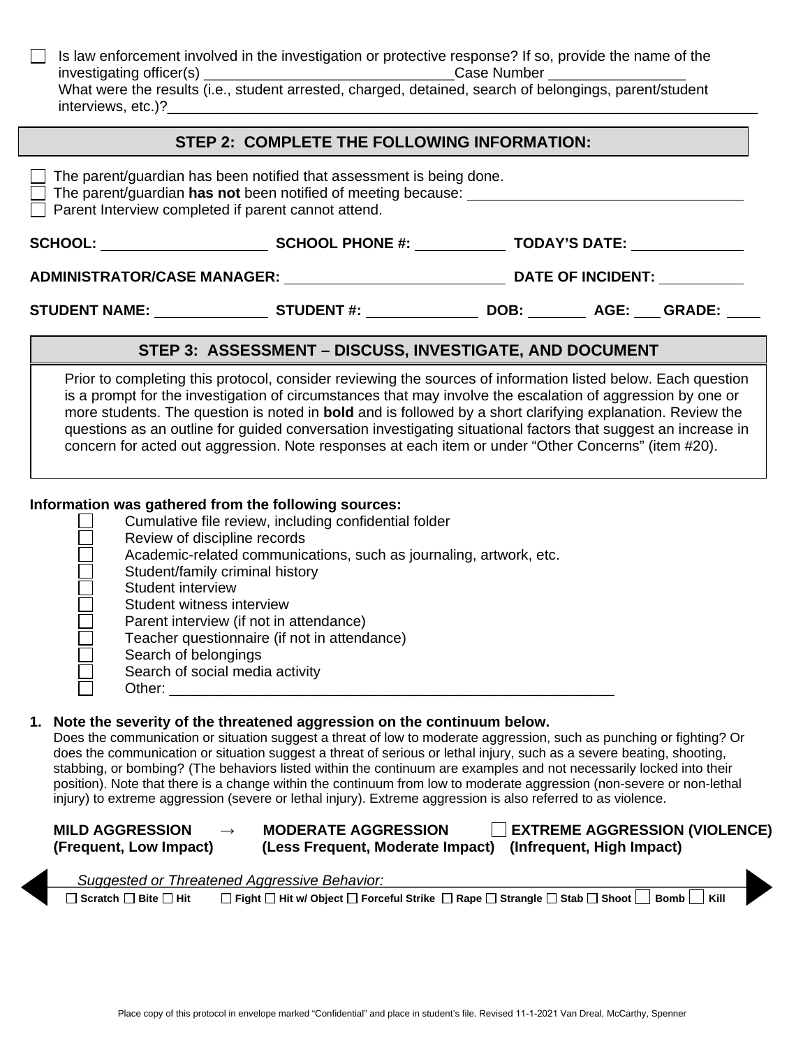☐ Is law enforcement involved in the investigation or protective response? If so, provide the name of the investigating officer(s) _______________________________ Case Number _________________
What were the results (i.e., student arrested, charged, detained, search of belongings, parent/student interviews, etc.)?___________________________________________________________________________

## STEP 2: COMPLETE THE FOLLOWING INFORMATION:

☐ The parent/guardian has been notified that assessment is being done.
☐ The parent/guardian **has not** been notified of meeting because: ___________________________________
☐ Parent Interview completed if parent cannot attend.

**SCHOOL:** ____________________ **SCHOOL PHONE #:** ___________ **TODAY'S DATE:** _____________

**ADMINISTRATOR/CASE MANAGER:** ___________________________ **DATE OF INCIDENT:** __________

**STUDENT NAME:** ______________ **STUDENT #:** ______________ **DOB:** _______ **AGE:** ___ **GRADE:** ____

## STEP 3: ASSESSMENT – DISCUSS, INVESTIGATE, AND DOCUMENT

Prior to completing this protocol, consider reviewing the sources of information listed below. Each question is a prompt for the investigation of circumstances that may involve the escalation of aggression by one or more students. The question is noted in **bold** and is followed by a short clarifying explanation. Review the questions as an outline for guided conversation investigating situational factors that suggest an increase in concern for acted out aggression. Note responses at each item or under "Other Concerns" (item #20).

**Information was gathered from the following sources:**

- ☐ Cumulative file review, including confidential folder
- ☐ Review of discipline records
- ☐ Academic-related communications, such as journaling, artwork, etc.
- ☐ Student/family criminal history
- ☐ Student interview
- ☐ Student witness interview
- ☐ Parent interview (if not in attendance)
- ☐ Teacher questionnaire (if not in attendance)
- ☐ Search of belongings
- ☐ Search of social media activity
- ☐ Other: _________________________________________________________

**1. Note the severity of the threatened aggression on the continuum below.**
Does the communication or situation suggest a threat of low to moderate aggression, such as punching or fighting? Or does the communication or situation suggest a threat of serious or lethal injury, such as a severe beating, shooting, stabbing, or bombing? (The behaviors listed within the continuum are examples and not necessarily locked into their position). Note that there is a change within the continuum from low to moderate aggression (non-severe or non-lethal injury) to extreme aggression (severe or lethal injury). Extreme aggression is also referred to as violence.

**MILD AGGRESSION** → **MODERATE AGGRESSION** ☐ **EXTREME AGGRESSION (VIOLENCE)**
**(Frequent, Low Impact)** **(Less Frequent, Moderate Impact)** **(Infrequent, High Impact)**

*Suggested or Threatened Aggressive Behavior:*

☐ **Scratch** ☐ **Bite** ☐ **Hit** ☐ **Fight** ☐ **Hit w/ Object** ☐ **Forceful Strike** ☐ **Rape** ☐ **Strangle** ☐ **Stab** ☐ **Shoot** ☐ **Bomb** ☐ **Kill**

Place copy of this protocol in envelope marked "Confidential" and place in student's file. Revised 11-1-2021 Van Dreal, McCarthy, Spenner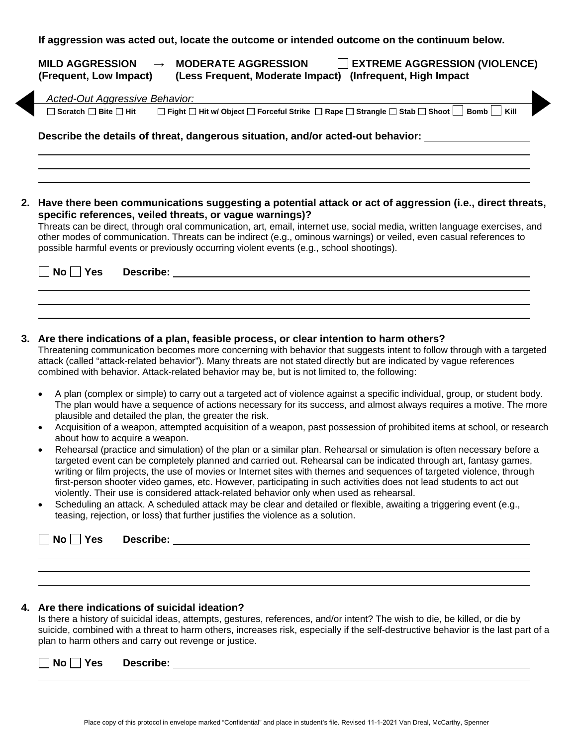**If aggression was acted out, locate the outcome or intended outcome on the continuum below.**

**MILD AGGRESSION** → **MODERATE AGGRESSION** ☐ **EXTREME AGGRESSION (VIOLENCE)**
**(Frequent, Low Impact)** **(Less Frequent, Moderate Impact)** **(Infrequent, High Impact**

*Acted-Out Aggressive Behavior:*

☐ **Scratch** ☐ **Bite** ☐ **Hit** ☐ **Fight** ☐ **Hit w/ Object** ☐ **Forceful Strike** ☐ **Rape** ☐ **Strangle** ☐ **Stab** ☐ **Shoot** ☐ **Bomb** ☐ **Kill**

**Describe the details of threat, dangerous situation, and/or acted-out behavior:** ____________________

______________________________________________________________________

______________________________________________________________________

______________________________________________________________________

**2. Have there been communications suggesting a potential attack or act of aggression (i.e., direct threats, specific references, veiled threats, or vague warnings)?**

Threats can be direct, through oral communication, art, email, internet use, social media, written language exercises, and other modes of communication. Threats can be indirect (e.g., ominous warnings) or veiled, even casual references to possible harmful events or previously occurring violent events (e.g., school shootings).

☐ **No** ☐ **Yes** **Describe:** ______________________________________________

______________________________________________________________________

______________________________________________________________________

______________________________________________________________________

**3. Are there indications of a plan, feasible process, or clear intention to harm others?**

Threatening communication becomes more concerning with behavior that suggests intent to follow through with a targeted attack (called "attack-related behavior"). Many threats are not stated directly but are indicated by vague references combined with behavior. Attack-related behavior may be, but is not limited to, the following:

- A plan (complex or simple) to carry out a targeted act of violence against a specific individual, group, or student body. The plan would have a sequence of actions necessary for its success, and almost always requires a motive. The more plausible and detailed the plan, the greater the risk.
- Acquisition of a weapon, attempted acquisition of a weapon, past possession of prohibited items at school, or research about how to acquire a weapon.
- Rehearsal (practice and simulation) of the plan or a similar plan. Rehearsal or simulation is often necessary before a targeted event can be completely planned and carried out. Rehearsal can be indicated through art, fantasy games, writing or film projects, the use of movies or Internet sites with themes and sequences of targeted violence, through first-person shooter video games, etc. However, participating in such activities does not lead students to act out violently. Their use is considered attack-related behavior only when used as rehearsal.
- Scheduling an attack. A scheduled attack may be clear and detailed or flexible, awaiting a triggering event (e.g., teasing, rejection, or loss) that further justifies the violence as a solution.

☐ **No** ☐ **Yes** **Describe:** ______________________________________________

______________________________________________________________________

______________________________________________________________________

______________________________________________________________________

**4. Are there indications of suicidal ideation?**

Is there a history of suicidal ideas, attempts, gestures, references, and/or intent? The wish to die, be killed, or die by suicide, combined with a threat to harm others, increases risk, especially if the self-destructive behavior is the last part of a plan to harm others and carry out revenge or justice.

☐ **No** ☐ **Yes** **Describe:** ______________________________________________

______________________________________________________________________

Place copy of this protocol in envelope marked "Confidential" and place in student's file. Revised 11-1-2021 Van Dreal, McCarthy, Spenner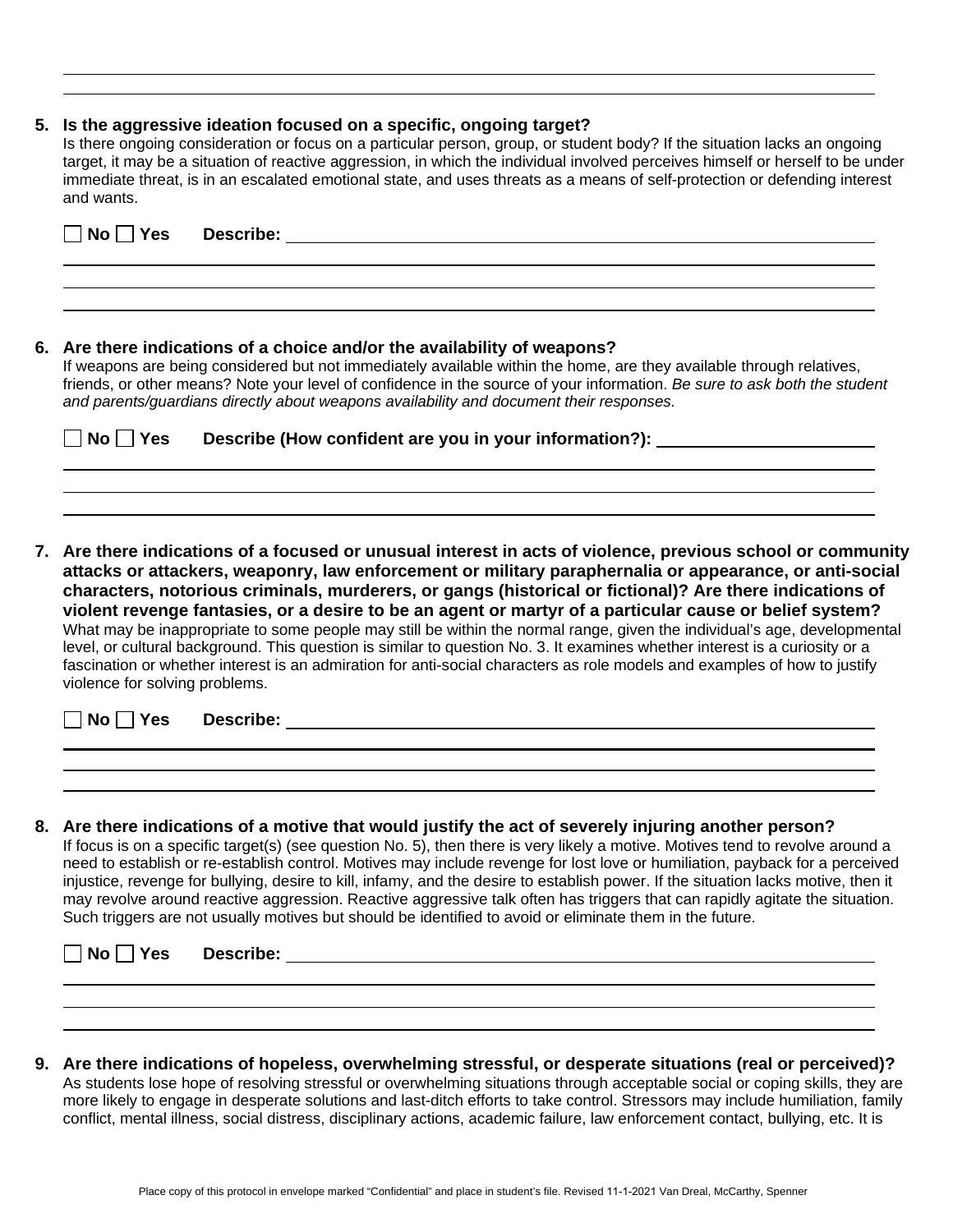5. **Is the aggressive ideation focused on a specific, ongoing target?**
   Is there ongoing consideration or focus on a particular person, group, or student body? If the situation lacks an ongoing target, it may be a situation of reactive aggression, in which the individual involved perceives himself or herself to be under immediate threat, is in an escalated emotional state, and uses threats as a means of self-protection or defending interest and wants.

   ☐ **No** ☐ **Yes** **Describe:** ______________________________

6. **Are there indications of a choice and/or the availability of weapons?**
   If weapons are being considered but not immediately available within the home, are they available through relatives, friends, or other means? Note your level of confidence in the source of your information. *Be sure to ask both the student and parents/guardians directly about weapons availability and document their responses.*

   ☐ **No** ☐ **Yes** **Describe (How confident are you in your information?):** ______________________________

7. **Are there indications of a focused or unusual interest in acts of violence, previous school or community attacks or attackers, weaponry, law enforcement or military paraphernalia or appearance, or anti-social characters, notorious criminals, murderers, or gangs (historical or fictional)? Are there indications of violent revenge fantasies, or a desire to be an agent or martyr of a particular cause or belief system?**
   What may be inappropriate to some people may still be within the normal range, given the individual's age, developmental level, or cultural background. This question is similar to question No. 3. It examines whether interest is a curiosity or a fascination or whether interest is an admiration for anti-social characters as role models and examples of how to justify violence for solving problems.

   ☐ **No** ☐ **Yes** **Describe:** ______________________________

8. **Are there indications of a motive that would justify the act of severely injuring another person?**
   If focus is on a specific target(s) (see question No. 5), then there is very likely a motive. Motives tend to revolve around a need to establish or re-establish control. Motives may include revenge for lost love or humiliation, payback for a perceived injustice, revenge for bullying, desire to kill, infamy, and the desire to establish power. If the situation lacks motive, then it may revolve around reactive aggression. Reactive aggressive talk often has triggers that can rapidly agitate the situation. Such triggers are not usually motives but should be identified to avoid or eliminate them in the future.

   ☐ **No** ☐ **Yes** **Describe:** ______________________________

9. **Are there indications of hopeless, overwhelming stressful, or desperate situations (real or perceived)?**
   As students lose hope of resolving stressful or overwhelming situations through acceptable social or coping skills, they are more likely to engage in desperate solutions and last-ditch efforts to take control. Stressors may include humiliation, family conflict, mental illness, social distress, disciplinary actions, academic failure, law enforcement contact, bullying, etc. It is

Place copy of this protocol in envelope marked "Confidential" and place in student's file. Revised 11-1-2021 Van Dreal, McCarthy, Spenner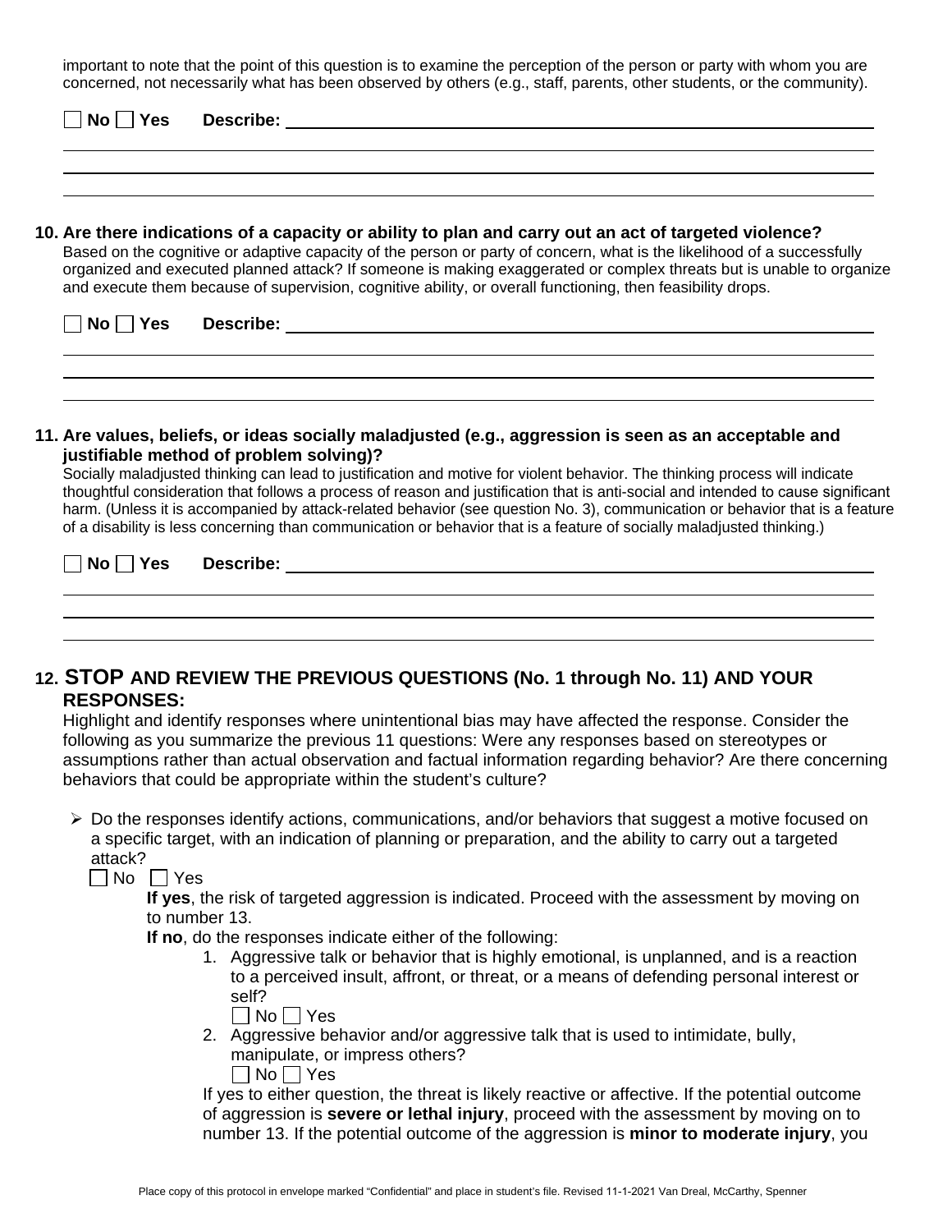important to note that the point of this question is to examine the perception of the person or party with whom you are concerned, not necessarily what has been observed by others (e.g., staff, parents, other students, or the community).

☐ **No** ☐ **Yes** **Describe:** ______________________________________________

______________________________________________

______________________________________________

______________________________________________

**10. Are there indications of a capacity or ability to plan and carry out an act of targeted violence?**

Based on the cognitive or adaptive capacity of the person or party of concern, what is the likelihood of a successfully organized and executed planned attack? If someone is making exaggerated or complex threats but is unable to organize and execute them because of supervision, cognitive ability, or overall functioning, then feasibility drops.

☐ **No** ☐ **Yes** **Describe:** ______________________________________________

______________________________________________

______________________________________________

______________________________________________

**11. Are values, beliefs, or ideas socially maladjusted (e.g., aggression is seen as an acceptable and justifiable method of problem solving)?**

Socially maladjusted thinking can lead to justification and motive for violent behavior. The thinking process will indicate thoughtful consideration that follows a process of reason and justification that is anti-social and intended to cause significant harm. (Unless it is accompanied by attack-related behavior (see question No. 3), communication or behavior that is a feature of a disability is less concerning than communication or behavior that is a feature of socially maladjusted thinking.)

☐ **No** ☐ **Yes** **Describe:** ______________________________________________

______________________________________________

______________________________________________

______________________________________________

**12. STOP AND REVIEW THE PREVIOUS QUESTIONS (No. 1 through No. 11) AND YOUR RESPONSES:**

Highlight and identify responses where unintentional bias may have affected the response. Consider the following as you summarize the previous 11 questions: Were any responses based on stereotypes or assumptions rather than actual observation and factual information regarding behavior? Are there concerning behaviors that could be appropriate within the student's culture?

- Do the responses identify actions, communications, and/or behaviors that suggest a motive focused on a specific target, with an indication of planning or preparation, and the ability to carry out a targeted attack?

  ☐ No ☐ Yes

  **If yes**, the risk of targeted aggression is indicated. Proceed with the assessment by moving on to number 13.

  **If no**, do the responses indicate either of the following:

  1. Aggressive talk or behavior that is highly emotional, is unplanned, and is a reaction to a perceived insult, affront, or threat, or a means of defending personal interest or self?

     ☐ No ☐ Yes

  2. Aggressive behavior and/or aggressive talk that is used to intimidate, bully, manipulate, or impress others?

     ☐ No ☐ Yes

  If yes to either question, the threat is likely reactive or affective. If the potential outcome of aggression is **severe or lethal injury**, proceed with the assessment by moving on to number 13. If the potential outcome of the aggression is **minor to moderate injury**, you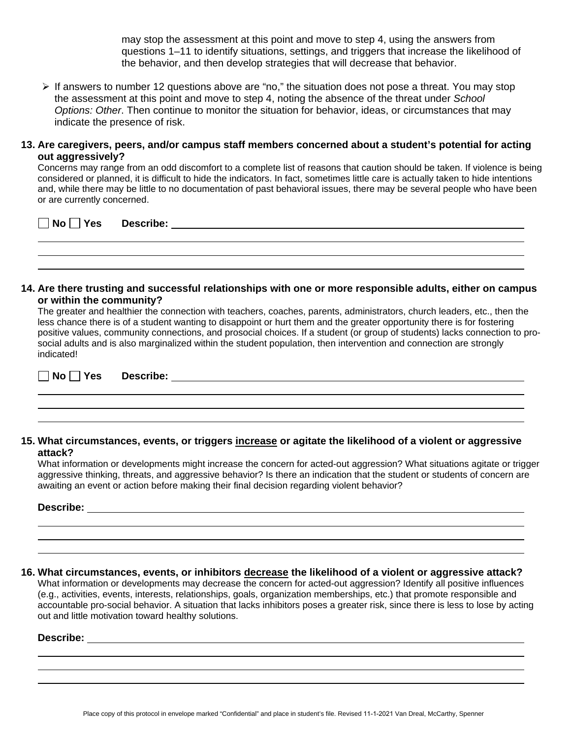may stop the assessment at this point and move to step 4, using the answers from questions 1–11 to identify situations, settings, and triggers that increase the likelihood of the behavior, and then develop strategies that will decrease that behavior.

- If answers to number 12 questions above are "no," the situation does not pose a threat. You may stop the assessment at this point and move to step 4, noting the absence of the threat under *School Options: Other*. Then continue to monitor the situation for behavior, ideas, or circumstances that may indicate the presence of risk.

**13. Are caregivers, peers, and/or campus staff members concerned about a student's potential for acting out aggressively?**

Concerns may range from an odd discomfort to a complete list of reasons that caution should be taken. If violence is being considered or planned, it is difficult to hide the indicators. In fact, sometimes little care is actually taken to hide intentions and, while there may be little to no documentation of past behavioral issues, there may be several people who have been or are currently concerned.

☐ **No** ☐ **Yes** **Describe:** ______________________________

______________________________

______________________________

______________________________

**14. Are there trusting and successful relationships with one or more responsible adults, either on campus or within the community?**

The greater and healthier the connection with teachers, coaches, parents, administrators, church leaders, etc., then the less chance there is of a student wanting to disappoint or hurt them and the greater opportunity there is for fostering positive values, community connections, and prosocial choices. If a student (or group of students) lacks connection to pro-social adults and is also marginalized within the student population, then intervention and connection are strongly indicated!

☐ **No** ☐ **Yes** **Describe:** ______________________________

______________________________

______________________________

______________________________

**15. What circumstances, events, or triggers <u>increase</u> or agitate the likelihood of a violent or aggressive attack?**

What information or developments might increase the concern for acted-out aggression? What situations agitate or trigger aggressive thinking, threats, and aggressive behavior? Is there an indication that the student or students of concern are awaiting an event or action before making their final decision regarding violent behavior?

**Describe:** ______________________________

______________________________

______________________________

______________________________

**16. What circumstances, events, or inhibitors <u>decrease</u> the likelihood of a violent or aggressive attack?**

What information or developments may decrease the concern for acted-out aggression? Identify all positive influences (e.g., activities, events, interests, relationships, goals, organization memberships, etc.) that promote responsible and accountable pro-social behavior. A situation that lacks inhibitors poses a greater risk, since there is less to lose by acting out and little motivation toward healthy solutions.

**Describe:** ______________________________

______________________________

______________________________

______________________________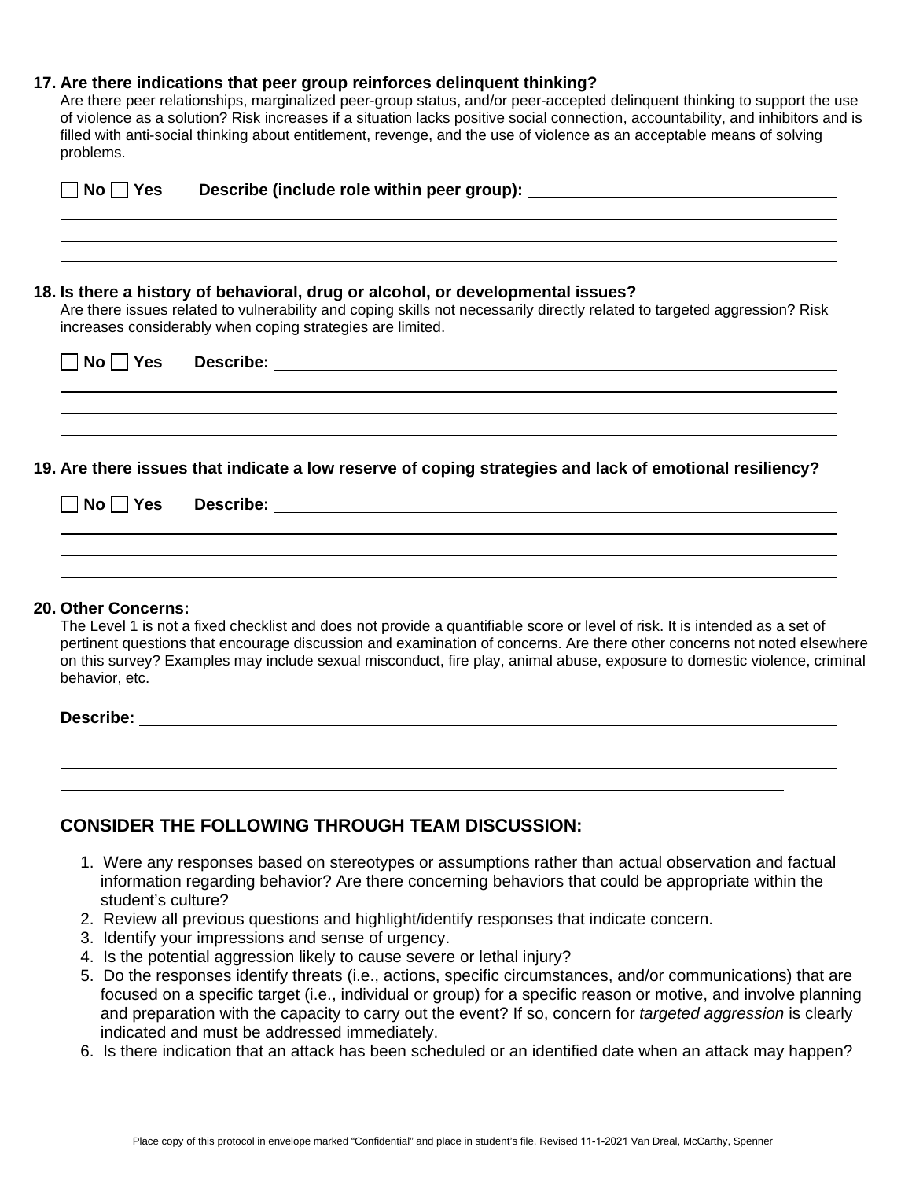**17. Are there indications that peer group reinforces delinquent thinking?**

Are there peer relationships, marginalized peer-group status, and/or peer-accepted delinquent thinking to support the use of violence as a solution? Risk increases if a situation lacks positive social connection, accountability, and inhibitors and is filled with anti-social thinking about entitlement, revenge, and the use of violence as an acceptable means of solving problems.

☐ **No** ☐ **Yes** **Describe (include role within peer group):** ____________________

**18. Is there a history of behavioral, drug or alcohol, or developmental issues?**

Are there issues related to vulnerability and coping skills not necessarily directly related to targeted aggression? Risk increases considerably when coping strategies are limited.

☐ **No** ☐ **Yes** **Describe:** ____________________

**19. Are there issues that indicate a low reserve of coping strategies and lack of emotional resiliency?**

☐ **No** ☐ **Yes** **Describe:** ____________________

**20. Other Concerns:**

The Level 1 is not a fixed checklist and does not provide a quantifiable score or level of risk. It is intended as a set of pertinent questions that encourage discussion and examination of concerns. Are there other concerns not noted elsewhere on this survey? Examples may include sexual misconduct, fire play, animal abuse, exposure to domestic violence, criminal behavior, etc.

**Describe:** ____________________

## CONSIDER THE FOLLOWING THROUGH TEAM DISCUSSION:

1. Were any responses based on stereotypes or assumptions rather than actual observation and factual information regarding behavior? Are there concerning behaviors that could be appropriate within the student's culture?
2. Review all previous questions and highlight/identify responses that indicate concern.
3. Identify your impressions and sense of urgency.
4. Is the potential aggression likely to cause severe or lethal injury?
5. Do the responses identify threats (i.e., actions, specific circumstances, and/or communications) that are focused on a specific target (i.e., individual or group) for a specific reason or motive, and involve planning and preparation with the capacity to carry out the event? If so, concern for *targeted aggression* is clearly indicated and must be addressed immediately.
6. Is there indication that an attack has been scheduled or an identified date when an attack may happen?

Place copy of this protocol in envelope marked "Confidential" and place in student's file. Revised 11-1-2021 Van Dreal, McCarthy, Spenner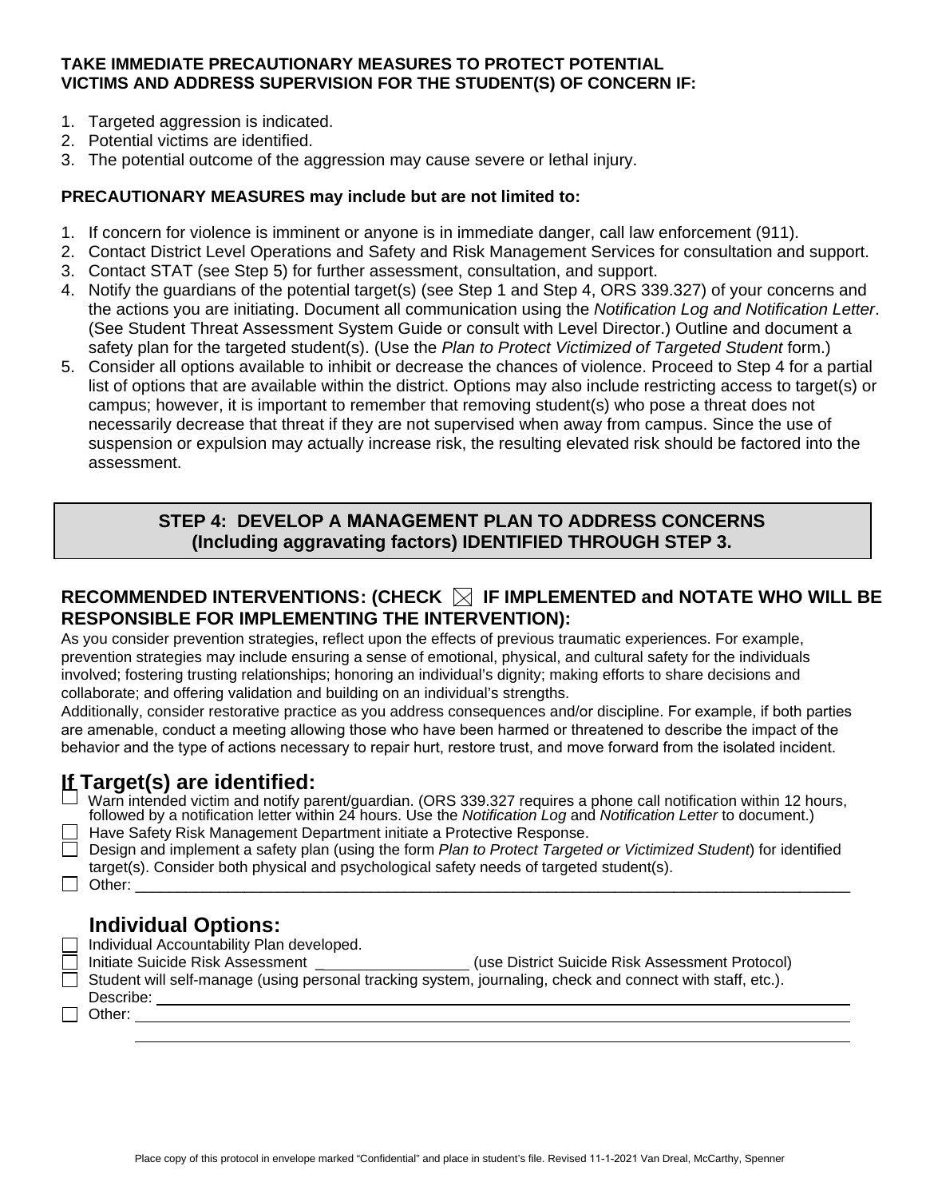**TAKE IMMEDIATE PRECAUTIONARY MEASURES TO PROTECT POTENTIAL VICTIMS AND ADDRESS SUPERVISION FOR THE STUDENT(S) OF CONCERN IF:**

1. Targeted aggression is indicated.
2. Potential victims are identified.
3. The potential outcome of the aggression may cause severe or lethal injury.

**PRECAUTIONARY MEASURES may include but are not limited to:**

1. If concern for violence is imminent or anyone is in immediate danger, call law enforcement (911).
2. Contact District Level Operations and Safety and Risk Management Services for consultation and support.
3. Contact STAT (see Step 5) for further assessment, consultation, and support.
4. Notify the guardians of the potential target(s) (see Step 1 and Step 4, ORS 339.327) of your concerns and the actions you are initiating. Document all communication using the *Notification Log and Notification Letter*. (See Student Threat Assessment System Guide or consult with Level Director.) Outline and document a safety plan for the targeted student(s). (Use the *Plan to Protect Victimized of Targeted Student* form.)
5. Consider all options available to inhibit or decrease the chances of violence. Proceed to Step 4 for a partial list of options that are available within the district. Options may also include restricting access to target(s) or campus; however, it is important to remember that removing student(s) who pose a threat does not necessarily decrease that threat if they are not supervised when away from campus. Since the use of suspension or expulsion may actually increase risk, the resulting elevated risk should be factored into the assessment.

## STEP 4: DEVELOP A MANAGEMENT PLAN TO ADDRESS CONCERNS (Including aggravating factors) IDENTIFIED THROUGH STEP 3.

**RECOMMENDED INTERVENTIONS: (CHECK ☒ IF IMPLEMENTED and NOTATE WHO WILL BE RESPONSIBLE FOR IMPLEMENTING THE INTERVENTION):**

As you consider prevention strategies, reflect upon the effects of previous traumatic experiences. For example, prevention strategies may include ensuring a sense of emotional, physical, and cultural safety for the individuals involved; fostering trusting relationships; honoring an individual's dignity; making efforts to share decisions and collaborate; and offering validation and building on an individual's strengths.

Additionally, consider restorative practice as you address consequences and/or discipline. For example, if both parties are amenable, conduct a meeting allowing those who have been harmed or threatened to describe the impact of the behavior and the type of actions necessary to repair hurt, restore trust, and move forward from the isolated incident.

## If Target(s) are identified:

- ☐ Warn intended victim and notify parent/guardian. (ORS 339.327 requires a phone call notification within 12 hours, followed by a notification letter within 24 hours. Use the *Notification Log* and *Notification Letter* to document.)
- ☐ Have Safety Risk Management Department initiate a Protective Response.
- ☐ Design and implement a safety plan (using the form *Plan to Protect Targeted or Victimized Student*) for identified target(s). Consider both physical and psychological safety needs of targeted student(s).
- ☐ Other: ______________________________________________________________________

## Individual Options:

- ☐ Individual Accountability Plan developed.
- ☐ Initiate Suicide Risk Assessment _________________ (use District Suicide Risk Assessment Protocol)
- ☐ Student will self-manage (using personal tracking system, journaling, check and connect with staff, etc.).
  Describe: ______________________________________________________________________
- ☐ Other: ______________________________________________________________________
  ______________________________________________________________________

Place copy of this protocol in envelope marked "Confidential" and place in student's file. Revised 11-1-2021 Van Dreal, McCarthy, Spenner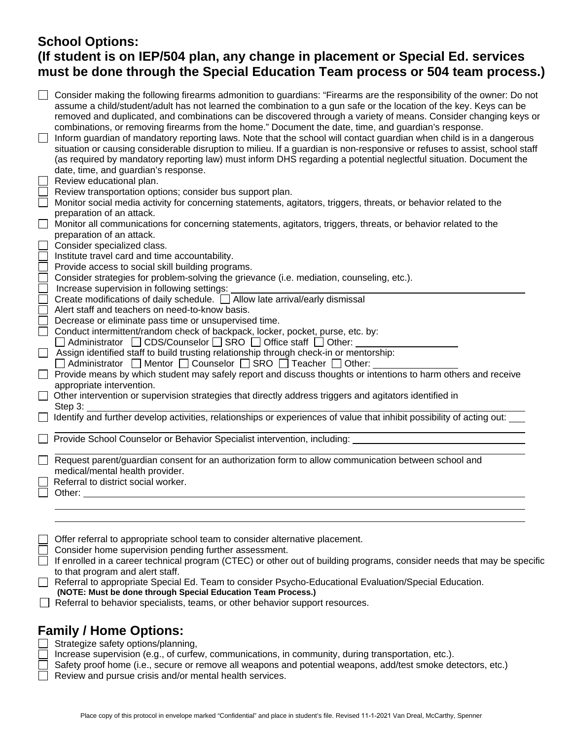## School Options:
## (If student is on IEP/504 plan, any change in placement or Special Ed. services must be done through the Special Education Team process or 504 team process.)

- ☐ Consider making the following firearms admonition to guardians: "Firearms are the responsibility of the owner: Do not assume a child/student/adult has not learned the combination to a gun safe or the location of the key. Keys can be removed and duplicated, and combinations can be discovered through a variety of means. Consider changing keys or combinations, or removing firearms from the home." Document the date, time, and guardian's response.
- ☐ Inform guardian of mandatory reporting laws. Note that the school will contact guardian when child is in a dangerous situation or causing considerable disruption to milieu. If a guardian is non-responsive or refuses to assist, school staff (as required by mandatory reporting law) must inform DHS regarding a potential neglectful situation. Document the date, time, and guardian's response.
- ☐ Review educational plan.
- ☐ Review transportation options; consider bus support plan.
- ☐ Monitor social media activity for concerning statements, agitators, triggers, threats, or behavior related to the preparation of an attack.
- ☐ Monitor all communications for concerning statements, agitators, triggers, threats, or behavior related to the preparation of an attack.
- ☐ Consider specialized class.
- ☐ Institute travel card and time accountability.
- ☐ Provide access to social skill building programs.
- ☐ Consider strategies for problem-solving the grievance (i.e. mediation, counseling, etc.).
- ☐ Increase supervision in following settings: ________________
- ☐ Create modifications of daily schedule. ☐ Allow late arrival/early dismissal
- ☐ Alert staff and teachers on need-to-know basis.
- ☐ Decrease or eliminate pass time or unsupervised time.
- ☐ Conduct intermittent/random check of backpack, locker, pocket, purse, etc. by:
  ☐ Administrator ☐ CDS/Counselor ☐ SRO ☐ Office staff ☐ Other: ________________
- ☐ Assign identified staff to build trusting relationship through check-in or mentorship:
  ☐ Administrator ☐ Mentor ☐ Counselor ☐ SRO ☐ Teacher ☐ Other: ________________
- ☐ Provide means by which student may safely report and discuss thoughts or intentions to harm others and receive appropriate intervention.
- ☐ Other intervention or supervision strategies that directly address triggers and agitators identified in Step 3: ________________
- ☐ Identify and further develop activities, relationships or experiences of value that inhibit possibility of acting out: ________________
- ☐ Provide School Counselor or Behavior Specialist intervention, including: ________________
- ☐ Request parent/guardian consent for an authorization form to allow communication between school and medical/mental health provider.
- ☐ Referral to district social worker.
- ☐ Other: ________________

- ☐ Offer referral to appropriate school team to consider alternative placement.
- ☐ Consider home supervision pending further assessment.
- ☐ If enrolled in a career technical program (CTEC) or other out of building programs, consider needs that may be specific to that program and alert staff.
- ☐ Referral to appropriate Special Ed. Team to consider Psycho-Educational Evaluation/Special Education.
  **(NOTE: Must be done through Special Education Team Process.)**
- ☐ Referral to behavior specialists, teams, or other behavior support resources.

## Family / Home Options:

- ☐ Strategize safety options/planning,
- ☐ Increase supervision (e.g., of curfew, communications, in community, during transportation, etc.).
- ☐ Safety proof home (i.e., secure or remove all weapons and potential weapons, add/test smoke detectors, etc.)
- ☐ Review and pursue crisis and/or mental health services.

Place copy of this protocol in envelope marked "Confidential" and place in student's file. Revised 11-1-2021 Van Dreal, McCarthy, Spenner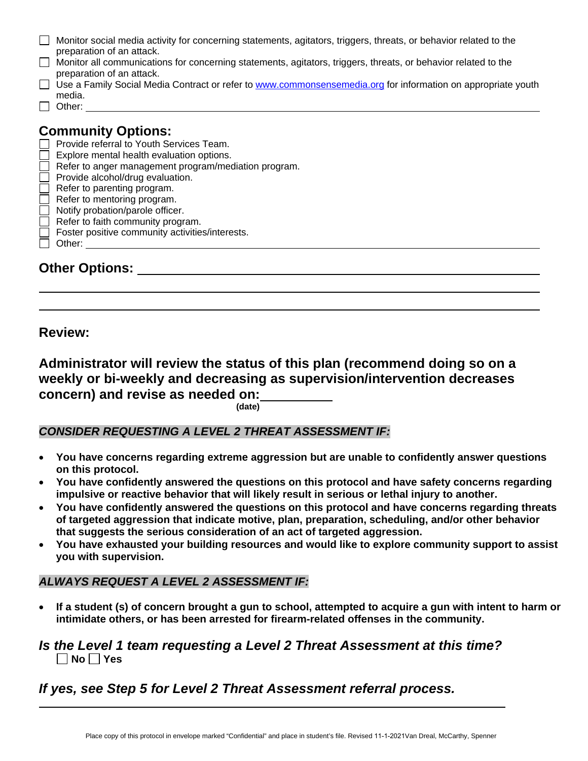- ☐ Monitor social media activity for concerning statements, agitators, triggers, threats, or behavior related to the preparation of an attack.
- ☐ Monitor all communications for concerning statements, agitators, triggers, threats, or behavior related to the preparation of an attack.
- ☐ Use a Family Social Media Contract or refer to www.commonsensemedia.org for information on appropriate youth media.
- ☐ Other: ______________________________

## Community Options:

- ☐ Provide referral to Youth Services Team.
- ☐ Explore mental health evaluation options.
- ☐ Refer to anger management program/mediation program.
- ☐ Provide alcohol/drug evaluation.
- ☐ Refer to parenting program.
- ☐ Refer to mentoring program.
- ☐ Notify probation/parole officer.
- ☐ Refer to faith community program.
- ☐ Foster positive community activities/interests.
- ☐ Other: ______________________________

## Other Options: ______________________________

______________________________

______________________________

## Review:

### Administrator will review the status of this plan (recommend doing so on a weekly or bi-weekly and decreasing as supervision/intervention decreases concern) and revise as needed on: __________

**(date)**

### *CONSIDER REQUESTING A LEVEL 2 THREAT ASSESSMENT IF:*

- **You have concerns regarding extreme aggression but are unable to confidently answer questions on this protocol.**
- **You have confidently answered the questions on this protocol and have safety concerns regarding impulsive or reactive behavior that will likely result in serious or lethal injury to another.**
- **You have confidently answered the questions on this protocol and have concerns regarding threats of targeted aggression that indicate motive, plan, preparation, scheduling, and/or other behavior that suggests the serious consideration of an act of targeted aggression.**
- **You have exhausted your building resources and would like to explore community support to assist you with supervision.**

### *ALWAYS REQUEST A LEVEL 2 ASSESSMENT IF:*

- **If a student (s) of concern brought a gun to school, attempted to acquire a gun with intent to harm or intimidate others, or has been arrested for firearm-related offenses in the community.**

### *Is the Level 1 team requesting a Level 2 Threat Assessment at this time?*

☐ **No** ☐ **Yes**

### *If yes, see Step 5 for Level 2 Threat Assessment referral process.*

Place copy of this protocol in envelope marked "Confidential" and place in student's file. Revised 11-1-2021Van Dreal, McCarthy, Spenner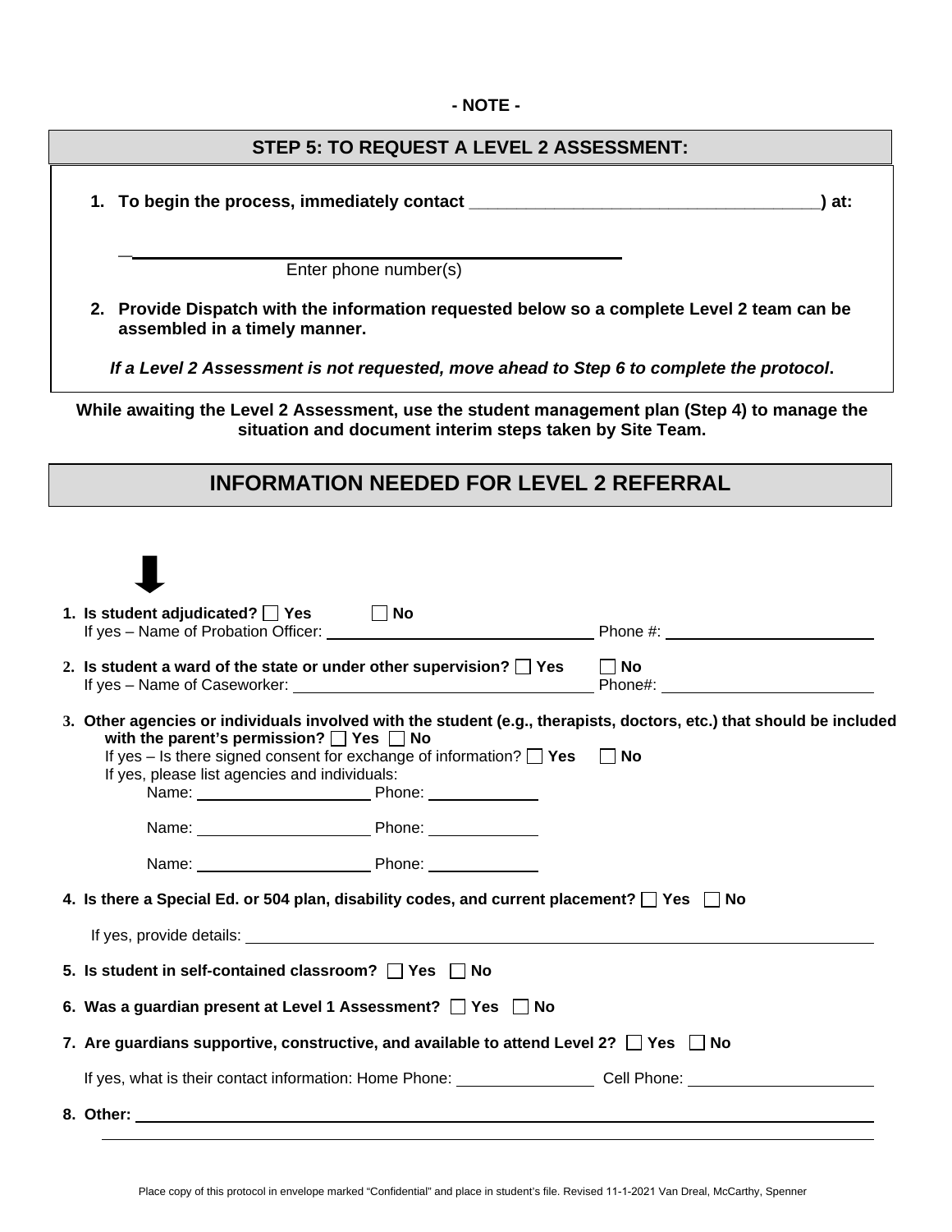**- NOTE -**

## STEP 5: TO REQUEST A LEVEL 2 ASSESSMENT:

1. **To begin the process, immediately contact _____________________________________) at:**

   ______________________________________________
   
   Enter phone number(s)

2. **Provide Dispatch with the information requested below so a complete Level 2 team can be assembled in a timely manner.**

***If a Level 2 Assessment is not requested, move ahead to Step 6 to complete the protocol*.**

**While awaiting the Level 2 Assessment, use the student management plan (Step 4) to manage the situation and document interim steps taken by Site Team.**

## INFORMATION NEEDED FOR LEVEL 2 REFERRAL

⬇

1. **Is student adjudicated?** ☐ **Yes** ☐ **No**
   If yes – Name of Probation Officer: ______________________ Phone #: ______________________

2. **Is student a ward of the state or under other supervision?** ☐ **Yes** ☐ **No**
   If yes – Name of Caseworker: ______________________ Phone#: ______________________

3. **Other agencies or individuals involved with the student (e.g., therapists, doctors, etc.) that should be included with the parent's permission?** ☐ **Yes** ☐ **No**
   If yes – Is there signed consent for exchange of information? ☐ **Yes** ☐ **No**
   If yes, please list agencies and individuals:
   - Name: ____________________ Phone: ____________
   - Name: ____________________ Phone: ____________
   - Name: ____________________ Phone: ____________

4. **Is there a Special Ed. or 504 plan, disability codes, and current placement?** ☐ **Yes** ☐ **No**

   If yes, provide details: ______________________________________________

5. **Is student in self-contained classroom?** ☐ **Yes** ☐ **No**

6. **Was a guardian present at Level 1 Assessment?** ☐ **Yes** ☐ **No**

7. **Are guardians supportive, constructive, and available to attend Level 2?** ☐ **Yes** ☐ **No**

   If yes, what is their contact information: Home Phone: ______________ Cell Phone: ______________

8. **Other:** ______________________________________________

   ______________________________________________

Place copy of this protocol in envelope marked "Confidential" and place in student's file. Revised 11-1-2021 Van Dreal, McCarthy, Spenner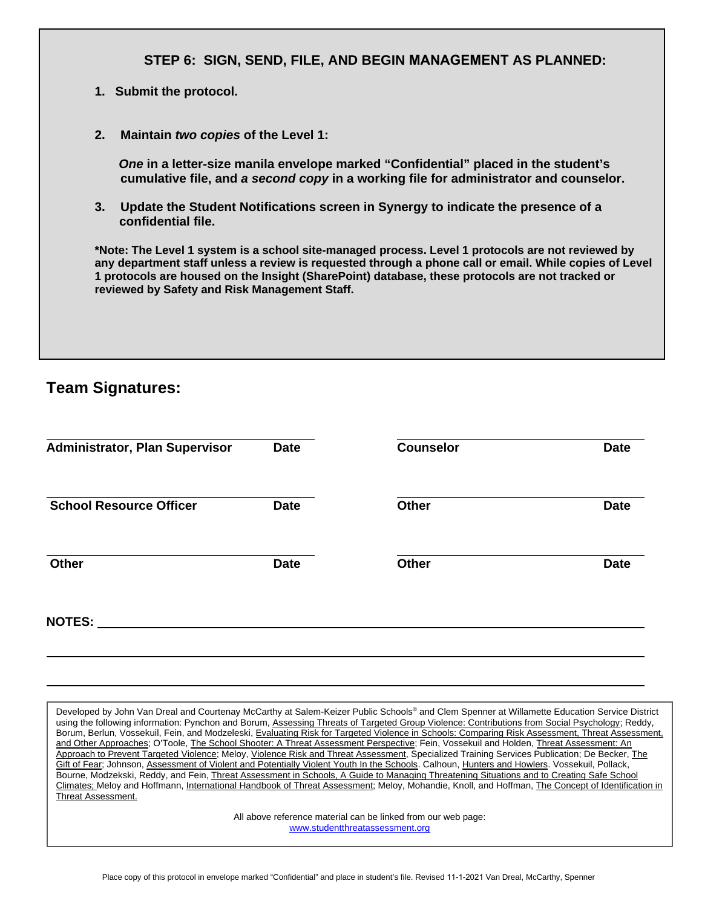## STEP 6: SIGN, SEND, FILE, AND BEGIN MANAGEMENT AS PLANNED:

1. **Submit the protocol.**

2. **Maintain *two copies* of the Level 1:**

   ***One* in a letter-size manila envelope marked "Confidential" placed in the student's cumulative file, and *a second copy* in a working file for administrator and counselor.**

3. **Update the Student Notifications screen in Synergy to indicate the presence of a confidential file.**

**\*Note: The Level 1 system is a school site-managed process. Level 1 protocols are not reviewed by any department staff unless a review is requested through a phone call or email. While copies of Level 1 protocols are housed on the Insight (SharePoint) database, these protocols are not tracked or reviewed by Safety and Risk Management Staff.**

## Team Signatures:

| | | | |
|---|---|---|---|
| **Administrator, Plan Supervisor** | **Date** | **Counselor** | **Date** |
| **School Resource Officer** | **Date** | **Other** | **Date** |
| **Other** | **Date** | **Other** | **Date** |

**NOTES:** ______________________________________________

______________________________________________

______________________________________________

Developed by John Van Dreal and Courtenay McCarthy at Salem-Keizer Public Schools© and Clem Spenner at Willamette Education Service District using the following information: Pynchon and Borum, Assessing Threats of Targeted Group Violence: Contributions from Social Psychology; Reddy, Borum, Berlun, Vossekuil, Fein, and Modzeleski, Evaluating Risk for Targeted Violence in Schools: Comparing Risk Assessment, Threat Assessment, and Other Approaches; O'Toole, The School Shooter: A Threat Assessment Perspective; Fein, Vossekuil and Holden, Threat Assessment: An Approach to Prevent Targeted Violence; Meloy, Violence Risk and Threat Assessment, Specialized Training Services Publication; De Becker, The Gift of Fear; Johnson, Assessment of Violent and Potentially Violent Youth In the Schools. Calhoun, Hunters and Howlers. Vossekuil, Pollack, Bourne, Modzekski, Reddy, and Fein, Threat Assessment in Schools, A Guide to Managing Threatening Situations and to Creating Safe School Climates; Meloy and Hoffmann, International Handbook of Threat Assessment; Meloy, Mohandie, Knoll, and Hoffman, The Concept of Identification in Threat Assessment.

All above reference material can be linked from our web page:
www.studentthreatassessment.org

Place copy of this protocol in envelope marked "Confidential" and place in student's file. Revised 11-1-2021 Van Dreal, McCarthy, Spenner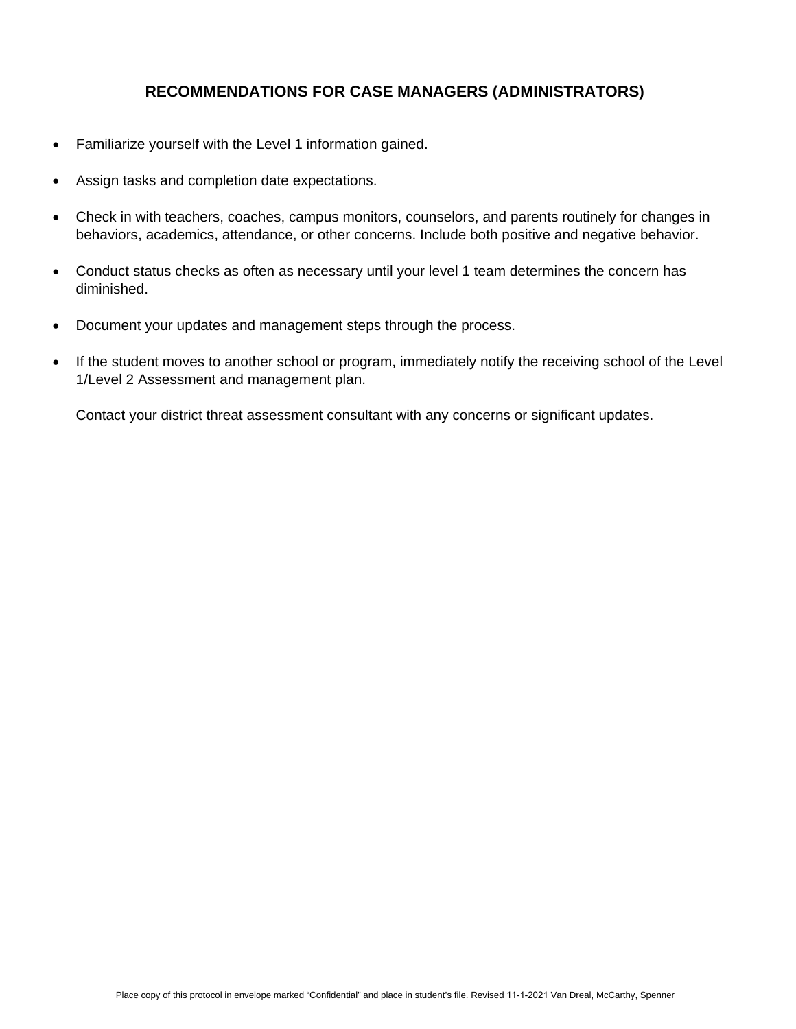## RECOMMENDATIONS FOR CASE MANAGERS (ADMINISTRATORS)

- Familiarize yourself with the Level 1 information gained.
- Assign tasks and completion date expectations.
- Check in with teachers, coaches, campus monitors, counselors, and parents routinely for changes in behaviors, academics, attendance, or other concerns. Include both positive and negative behavior.
- Conduct status checks as often as necessary until your level 1 team determines the concern has diminished.
- Document your updates and management steps through the process.
- If the student moves to another school or program, immediately notify the receiving school of the Level 1/Level 2 Assessment and management plan.

  Contact your district threat assessment consultant with any concerns or significant updates.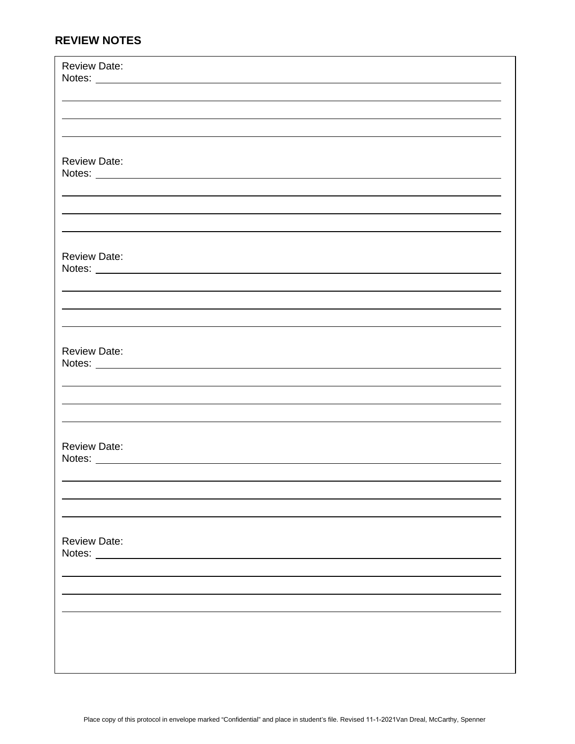## REVIEW NOTES

Review Date:
Notes: ______________________________________________

______________________________________________

______________________________________________

______________________________________________

Review Date:
Notes: ______________________________________________

______________________________________________

______________________________________________

______________________________________________

Review Date:
Notes: ______________________________________________

______________________________________________

______________________________________________

______________________________________________

Review Date:
Notes: ______________________________________________

______________________________________________

______________________________________________

______________________________________________

Review Date:
Notes: ______________________________________________

______________________________________________

______________________________________________

______________________________________________

Review Date:
Notes: ______________________________________________

______________________________________________

______________________________________________

______________________________________________

Place copy of this protocol in envelope marked "Confidential" and place in student's file. Revised 11-1-2021Van Dreal, McCarthy, Spenner